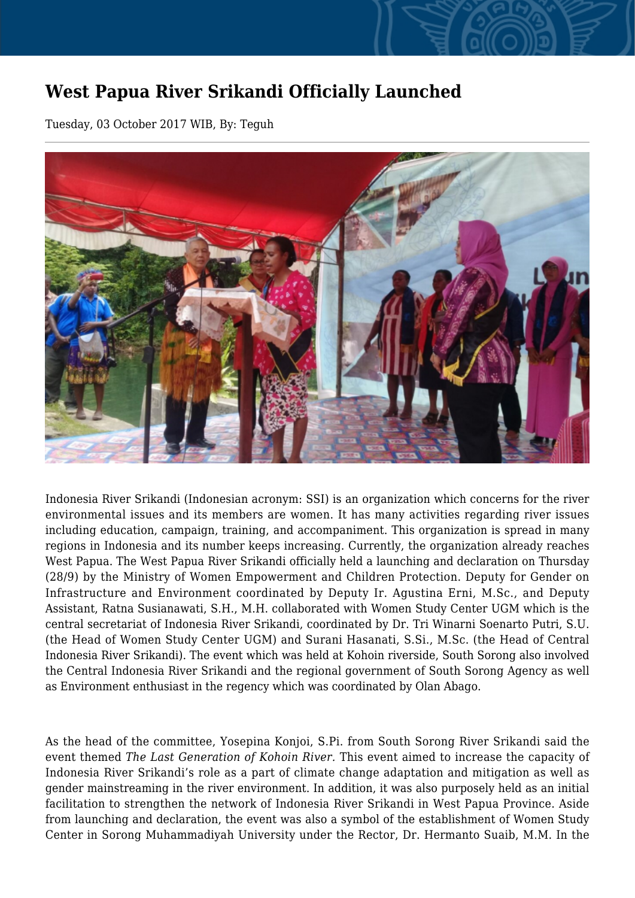# West Papua River Srikandi Officially Launched

Tuesday, 03 October 2017 WIB, By: Teguh

Indonesia River Srikandi (Indonesian acronym: SSI) is an organization which concerns for the river environmental issues and its members are women. It has many activities regarding river issues including education, campaign, training, and accompaniment. This organization is spread in many regions in Indonesia and its number keeps increasing. Currently, the organization already reaches West Papua. The West Papua River Srikandi officially held a launching and declaration on Thursday (28/9) by the Ministry of Women Empowerment and Children Protection. Deputy for Gender on Infrastructure and Environment coordinated by Deputy Ir. Agustina Erni, M.Sc., and Deputy Assistant, Ratna Susianawati, S.H., M.H. collaborated with Women Study Center UGM which is the central secretariat of Indonesia River Srikandi, coordinated by Dr. Tri Winarni Soenarto Putri, S.U. (the Head of Women Study Center UGM) and Surani Hasanati, S.Si., M.Sc. (the Head of Central Indonesia River Srikandi). The event which was held at Kohoin riverside, South Sorong also involved the Central Indonesia River Srikandi and the regional government of South Sorong Agency as well as Environment enthusiast in the regency which was coordinated by Olan Abago.

As the head of the committee, Yosepina Konjoi, S.Pi. from South Sorong River Srikandi said the event themed *The Last Generation of Kohoin River*. This event aimed to increase the capacity of Indonesia River Srikandi's role as a part of climate change adaptation and mitigation as well as gender mainstreaming in the river environment. In addition, it was also purposely held as an initial facilitation to strengthen the network of Indonesia River Srikandi in West Papua Province. Aside from launching and declaration, the event was also a symbol of the establishment of Women Study Center in Sorong Muhammadiyah University under the Rector, Dr. Hermanto Suaib, M.M. In the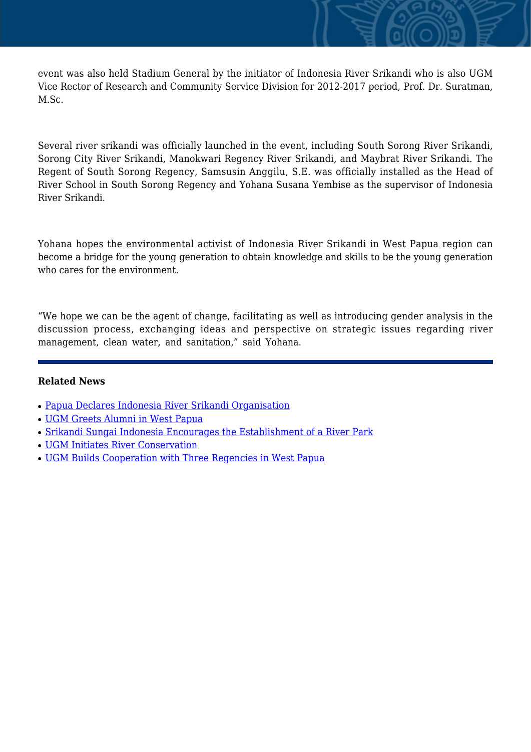event was also held Stadium General by the initiator of Indonesia River Srikandi who is also UGM Vice Rector of Research and Community Service Division for 2012-2017 period, Prof. Dr. Suratman, M.Sc.

Several river srikandi was officially launched in the event, including South Sorong River Srikandi, Sorong City River Srikandi, Manokwari Regency River Srikandi, and Maybrat River Srikandi. The Regent of South Sorong Regency, Samsusin Anggilu, S.E. was officially installed as the Head of River School in South Sorong Regency and Yohana Susana Yembise as the supervisor of Indonesia River Srikandi.

Yohana hopes the environmental activist of Indonesia River Srikandi in West Papua region can become a bridge for the young generation to obtain knowledge and skills to be the young generation who cares for the environment.

"We hope we can be the agent of change, facilitating as well as introducing gender analysis in the discussion process, exchanging ideas and perspective on strategic issues regarding river management, clean water, and sanitation," said Yohana.

---

**Related News**

- Papua Declares Indonesia River Srikandi Organisation
- UGM Greets Alumni in West Papua
- Srikandi Sungai Indonesia Encourages the Establishment of a River Park
- UGM Initiates River Conservation
- UGM Builds Cooperation with Three Regencies in West Papua